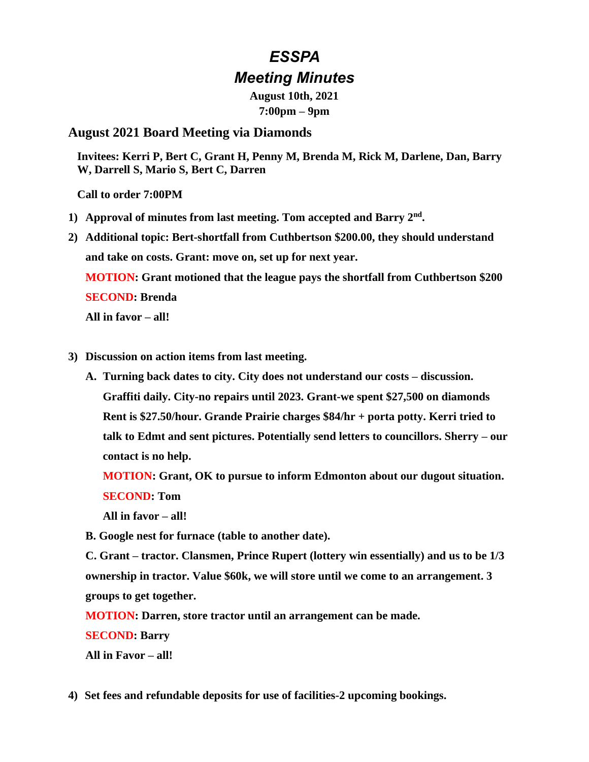# *ESSPA*

# *Meeting Minutes*

**August 10th, 2021**

**7:00pm – 9pm**

## August 2021 Board Meeting via Diamonds

**Invitees: Kerri P, Bert C, Grant H, Penny M, Brenda M, Rick M, Darlene, Dan, Barry W, Darrell S, Mario S, Bert C, Darren**

**Call to order 7:00PM**

1) **Approval of minutes from last meeting. Tom accepted and Barry 2nd.**
2) **Additional topic: Bert-shortfall from Cuthbertson $200.00, they should understand and take on costs. Grant: move on, set up for next year.**

   **MOTION: Grant motioned that the league pays the shortfall from Cuthbertson $200**

   **SECOND: Brenda**

   **All in favor – all!**

3) **Discussion on action items from last meeting.**

   **A. Turning back dates to city. City does not understand our costs – discussion. Graffiti daily. City-no repairs until 2023. Grant-we spent $27,500 on diamonds Rent is $27.50/hour. Grande Prairie charges $84/hr + porta potty. Kerri tried to talk to Edmt and sent pictures. Potentially send letters to councillors. Sherry – our contact is no help.**

   **MOTION: Grant, OK to pursue to inform Edmonton about our dugout situation.**

   **SECOND: Tom**

   **All in favor – all!**

   **B. Google nest for furnace (table to another date).**

   **C. Grant – tractor. Clansmen, Prince Rupert (lottery win essentially) and us to be 1/3 ownership in tractor. Value $60k, we will store until we come to an arrangement. 3 groups to get together.**

   **MOTION: Darren, store tractor until an arrangement can be made.**

   **SECOND: Barry**

   **All in Favor – all!**

4) **Set fees and refundable deposits for use of facilities-2 upcoming bookings.**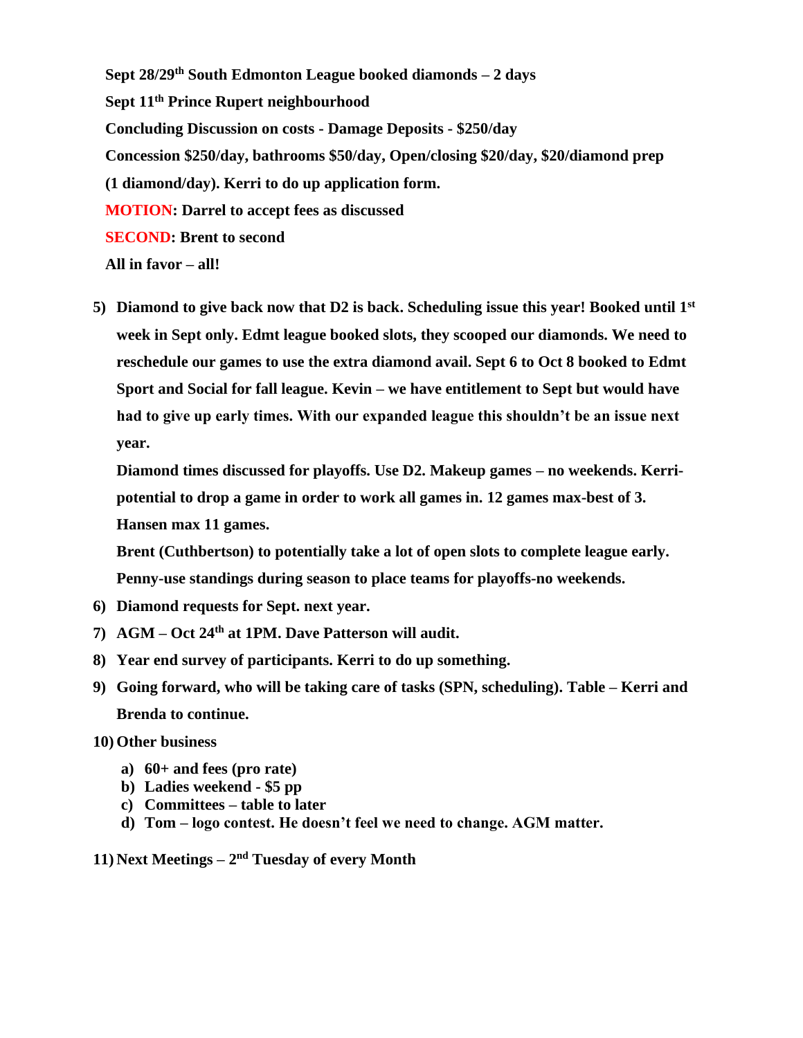**Sept 28/29th South Edmonton League booked diamonds – 2 days**

**Sept 11th Prince Rupert neighbourhood**

**Concluding Discussion on costs - Damage Deposits - $250/day**

**Concession $250/day, bathrooms $50/day, Open/closing $20/day, $20/diamond prep (1 diamond/day). Kerri to do up application form.**

**MOTION: Darrel to accept fees as discussed**

**SECOND: Brent to second**

**All in favor – all!**

5) **Diamond to give back now that D2 is back. Scheduling issue this year! Booked until 1st week in Sept only. Edmt league booked slots, they scooped our diamonds. We need to reschedule our games to use the extra diamond avail. Sept 6 to Oct 8 booked to Edmt Sport and Social for fall league. Kevin – we have entitlement to Sept but would have had to give up early times. With our expanded league this shouldn't be an issue next year.**

   **Diamond times discussed for playoffs. Use D2. Makeup games – no weekends. Kerri-potential to drop a game in order to work all games in. 12 games max-best of 3. Hansen max 11 games.**

   **Brent (Cuthbertson) to potentially take a lot of open slots to complete league early. Penny-use standings during season to place teams for playoffs-no weekends.**

6) **Diamond requests for Sept. next year.**
7) **AGM – Oct 24th at 1PM. Dave Patterson will audit.**
8) **Year end survey of participants. Kerri to do up something.**
9) **Going forward, who will be taking care of tasks (SPN, scheduling). Table – Kerri and Brenda to continue.**
10) **Other business**
    a) **60+ and fees (pro rate)**
    b) **Ladies weekend - $5 pp**
    c) **Committees – table to later**
    d) **Tom – logo contest. He doesn't feel we need to change. AGM matter.**

11) **Next Meetings – 2nd Tuesday of every Month**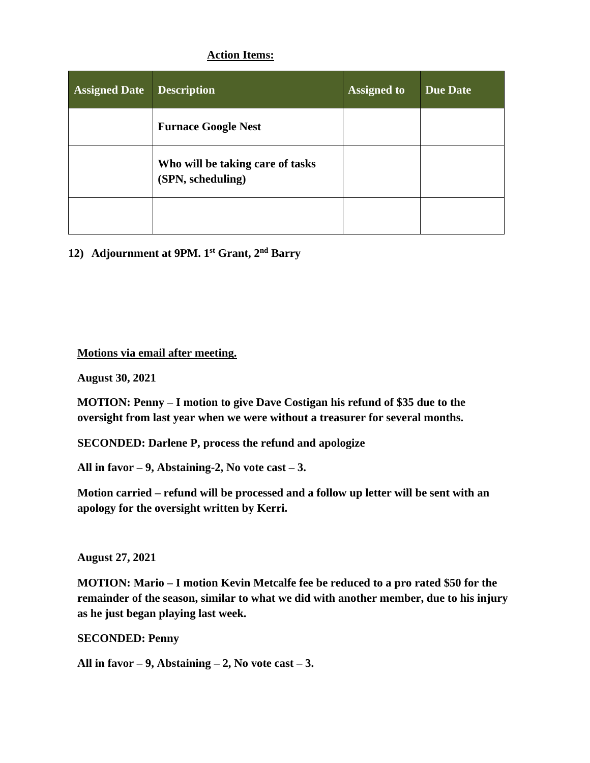**Action Items:**

| Assigned Date | Description | Assigned to | Due Date |
| --- | --- | --- | --- |
| | **Furnace Google Nest** | | |
| | **Who will be taking care of tasks (SPN, scheduling)** | | |
| | | | |

**12) Adjournment at 9PM. 1st Grant, 2nd Barry**

**Motions via email after meeting.**

**August 30, 2021**

**MOTION: Penny – I motion to give Dave Costigan his refund of $35 due to the oversight from last year when we were without a treasurer for several months.**

**SECONDED: Darlene P, process the refund and apologize**

**All in favor – 9, Abstaining-2, No vote cast – 3.**

**Motion carried – refund will be processed and a follow up letter will be sent with an apology for the oversight written by Kerri.**

**August 27, 2021**

**MOTION: Mario – I motion Kevin Metcalfe fee be reduced to a pro rated $50 for the remainder of the season, similar to what we did with another member, due to his injury as he just began playing last week.**

**SECONDED: Penny**

**All in favor – 9, Abstaining – 2, No vote cast – 3.**